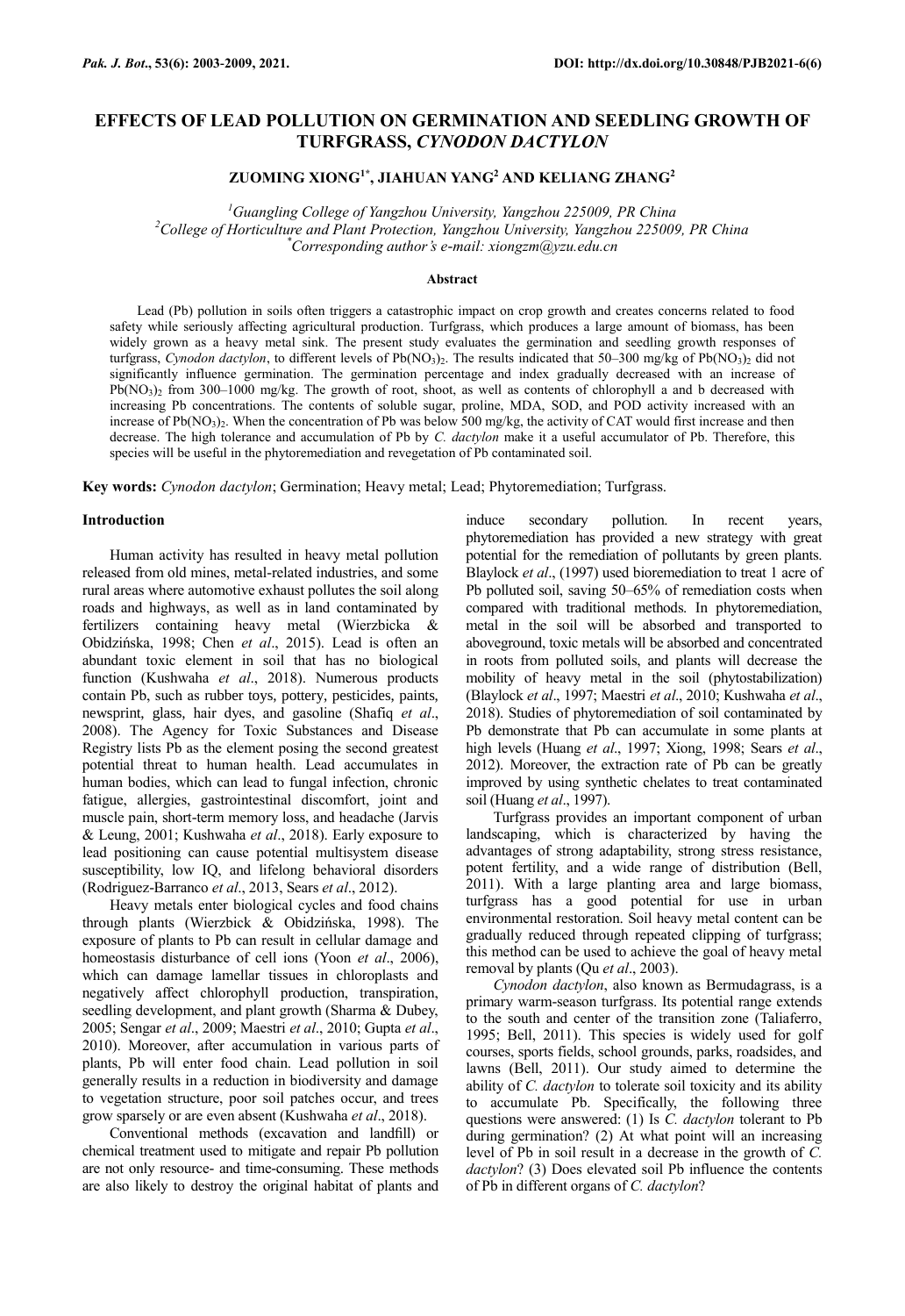# EFFECTS OF LEAD POLLUTION ON GERMINATION AND SEEDLING GROWTH OF TURFGRASS, *CYNODON DACTYLON*

**ZUOMING XIONG[1*], JIAHUAN YANG[2] AND KELIANG ZHANG[2]**

*[1]Guangling College of Yangzhou University, Yangzhou 225009, PR China*
*[2]College of Horticulture and Plant Protection, Yangzhou University, Yangzhou 225009, PR China*
*[*]Corresponding author's e-mail: xiongzm@yzu.edu.cn*

## Abstract

Lead (Pb) pollution in soils often triggers a catastrophic impact on crop growth and creates concerns related to food safety while seriously affecting agricultural production. Turfgrass, which produces a large amount of biomass, has been widely grown as a heavy metal sink. The present study evaluates the germination and seedling growth responses of turfgrass, *Cynodon dactylon*, to different levels of $Pb(NO_3)_2$. The results indicated that 50–300 mg/kg of $Pb(NO_3)_2$ did not significantly influence germination. The germination percentage and index gradually decreased with an increase of $Pb(NO_3)_2$ from 300–1000 mg/kg. The growth of root, shoot, as well as contents of chlorophyll a and b decreased with increasing Pb concentrations. The contents of soluble sugar, proline, MDA, SOD, and POD activity increased with an increase of $Pb(NO_3)_2$. When the concentration of Pb was below 500 mg/kg, the activity of CAT would first increase and then decrease. The high tolerance and accumulation of Pb by *C. dactylon* make it a useful accumulator of Pb. Therefore, this species will be useful in the phytoremediation and revegetation of Pb contaminated soil.

**Key words:** *Cynodon dactylon*; Germination; Heavy metal; Lead; Phytoremediation; Turfgrass.

## Introduction

Human activity has resulted in heavy metal pollution released from old mines, metal-related industries, and some rural areas where automotive exhaust pollutes the soil along roads and highways, as well as in land contaminated by fertilizers containing heavy metal (Wierzbicka & Obidzińska, 1998; Chen *et al*., 2015). Lead is often an abundant toxic element in soil that has no biological function (Kushwaha *et al*., 2018). Numerous products contain Pb, such as rubber toys, pottery, pesticides, paints, newsprint, glass, hair dyes, and gasoline (Shafiq *et al*., 2008). The Agency for Toxic Substances and Disease Registry lists Pb as the element posing the second greatest potential threat to human health. Lead accumulates in human bodies, which can lead to fungal infection, chronic fatigue, allergies, gastrointestinal discomfort, joint and muscle pain, short-term memory loss, and headache (Jarvis & Leung, 2001; Kushwaha *et al*., 2018). Early exposure to lead positioning can cause potential multisystem disease susceptibility, low IQ, and lifelong behavioral disorders (Rodriguez-Barranco *et al*., 2013, Sears *et al*., 2012).

Heavy metals enter biological cycles and food chains through plants (Wierzbick & Obidzińska, 1998). The exposure of plants to Pb can result in cellular damage and homeostasis disturbance of cell ions (Yoon *et al*., 2006), which can damage lamellar tissues in chloroplasts and negatively affect chlorophyll production, transpiration, seedling development, and plant growth (Sharma & Dubey, 2005; Sengar *et al*., 2009; Maestri *et al*., 2010; Gupta *et al*., 2010). Moreover, after accumulation in various parts of plants, Pb will enter food chain. Lead pollution in soil generally results in a reduction in biodiversity and damage to vegetation structure, poor soil patches occur, and trees grow sparsely or are even absent (Kushwaha *et al*., 2018).

Conventional methods (excavation and landfill) or chemical treatment used to mitigate and repair Pb pollution are not only resource- and time-consuming. These methods are also likely to destroy the original habitat of plants and induce secondary pollution. In recent years, phytoremediation has provided a new strategy with great potential for the remediation of pollutants by green plants. Blaylock *et al*., (1997) used bioremediation to treat 1 acre of Pb polluted soil, saving 50–65% of remediation costs when compared with traditional methods. In phytoremediation, metal in the soil will be absorbed and transported to aboveground, toxic metals will be absorbed and concentrated in roots from polluted soils, and plants will decrease the mobility of heavy metal in the soil (phytostabilization) (Blaylock *et al*., 1997; Maestri *et al*., 2010; Kushwaha *et al*., 2018). Studies of phytoremediation of soil contaminated by Pb demonstrate that Pb can accumulate in some plants at high levels (Huang *et al*., 1997; Xiong, 1998; Sears *et al*., 2012). Moreover, the extraction rate of Pb can be greatly improved by using synthetic chelates to treat contaminated soil (Huang *et al*., 1997).

Turfgrass provides an important component of urban landscaping, which is characterized by having the advantages of strong adaptability, strong stress resistance, potent fertility, and a wide range of distribution (Bell, 2011). With a large planting area and large biomass, turfgrass has a good potential for use in urban environmental restoration. Soil heavy metal content can be gradually reduced through repeated clipping of turfgrass; this method can be used to achieve the goal of heavy metal removal by plants (Qu *et al*., 2003).

*Cynodon dactylon*, also known as Bermudagrass, is a primary warm-season turfgrass. Its potential range extends to the south and center of the transition zone (Taliaferro, 1995; Bell, 2011). This species is widely used for golf courses, sports fields, school grounds, parks, roadsides, and lawns (Bell, 2011). Our study aimed to determine the ability of *C. dactylon* to tolerate soil toxicity and its ability to accumulate Pb. Specifically, the following three questions were answered: (1) Is *C. dactylon* tolerant to Pb during germination? (2) At what point will an increasing level of Pb in soil result in a decrease in the growth of *C. dactylon*? (3) Does elevated soil Pb influence the contents of Pb in different organs of *C. dactylon*?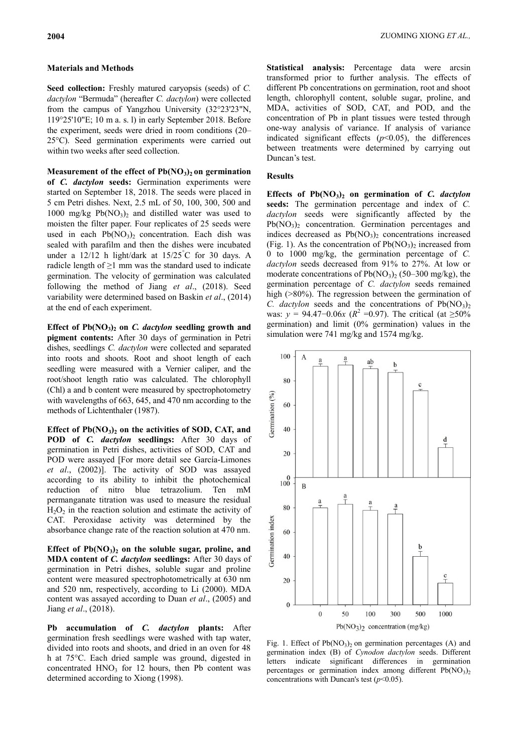## Materials and Methods

**Seed collection:** Freshly matured caryopsis (seeds) of *C. dactylon* "Bermuda" (hereafter *C. dactylon*) were collected from the campus of Yangzhou University (32°23'23"N, 119°25'10"E; 10 m a. s. l) in early September 2018. Before the experiment, seeds were dried in room conditions (20–25°C). Seed germination experiments were carried out within two weeks after seed collection.

**Measurement of the effect of $Pb(NO_3)_2$ on germination of *C. dactylon* seeds:** Germination experiments were started on September 18, 2018. The seeds were placed in 5 cm Petri dishes. Next, 2.5 mL of 50, 100, 300, 500 and 1000 mg/kg $Pb(NO_3)_2$ and distilled water was used to moisten the filter paper. Four replicates of 25 seeds were used in each $Pb(NO_3)_2$ concentration. Each dish was sealed with parafilm and then the dishes were incubated under a 12/12 h light/dark at 15/25°C for 30 days. A radicle length of ≥1 mm was the standard used to indicate germination. The velocity of germination was calculated following the method of Jiang *et al*., (2018). Seed variability were determined based on Baskin *et al*., (2014) at the end of each experiment.

**Effect of $Pb(NO_3)_2$ on *C. dactylon* seedling growth and pigment contents:** After 30 days of germination in Petri dishes, seedlings *C. dactylon* were collected and separated into roots and shoots. Root and shoot length of each seedling were measured with a Vernier caliper, and the root/shoot length ratio was calculated. The chlorophyll (Chl) a and b content were measured by spectrophotometry with wavelengths of 663, 645, and 470 nm according to the methods of Lichtenthaler (1987).

**Effect of $Pb(NO_3)_2$ on the activities of SOD, CAT, and POD of *C. dactylon* seedlings:** After 30 days of germination in Petri dishes, activities of SOD, CAT and POD were assayed [For more detail see García-Limones *et al*., (2002)]. The activity of SOD was assayed according to its ability to inhibit the photochemical reduction of nitro blue tetrazolium. Ten mM permanganate titration was used to measure the residual $H_2O_2$ in the reaction solution and estimate the activity of CAT. Peroxidase activity was determined by the absorbance change rate of the reaction solution at 470 nm.

**Effect of $Pb(NO_3)_2$ on the soluble sugar, proline, and MDA content of *C. dactylon* seedlings:** After 30 days of germination in Petri dishes, soluble sugar and proline content were measured spectrophotometrically at 630 nm and 520 nm, respectively, according to Li (2000). MDA content was assayed according to Duan *et al*., (2005) and Jiang *et al*., (2018).

**Pb accumulation of *C. dactylon* plants:** After germination fresh seedlings were washed with tap water, divided into roots and shoots, and dried in an oven for 48 h at 75°C. Each dried sample was ground, digested in concentrated $HNO_3$ for 12 hours, then Pb content was determined according to Xiong (1998).

**Statistical analysis:** Percentage data were arcsin transformed prior to further analysis. The effects of different Pb concentrations on germination, root and shoot length, chlorophyll content, soluble sugar, proline, and MDA, activities of SOD, CAT, and POD, and the concentration of Pb in plant tissues were tested through one-way analysis of variance. If analysis of variance indicated significant effects ($p<0.05$), the differences between treatments were determined by carrying out Duncan's test.

## Results

**Effects of $Pb(NO_3)_2$ on germination of *C. dactylon* seeds:** The germination percentage and index of *C. dactylon* seeds were significantly affected by the $Pb(NO_3)_2$ concentration. Germination percentages and indices decreased as $Pb(NO_3)_2$ concentrations increased (Fig. 1). As the concentration of $Pb(NO_3)_2$ increased from 0 to 1000 mg/kg, the germination percentage of *C. dactylon* seeds decreased from 91% to 27%. At low or moderate concentrations of $Pb(NO_3)_2$ (50–300 mg/kg), the germination percentage of *C. dactylon* seeds remained high (>80%). The regression between the germination of *C. dactylon* seeds and the concentrations of $Pb(NO_3)_2$ was: $y = 94.47-0.06x$ ($R^2=0.97$). The critical (at ≥50% germination) and limit (0% germination) values in the simulation were 741 mg/kg and 1574 mg/kg.

Fig. 1. Effect of $Pb(NO_3)_2$ on germination percentages (A) and germination index (B) of *Cynodon dactylon* seeds. Different letters indicate significant differences in germination percentages or germination index among different $Pb(NO_3)_2$ concentrations with Duncan's test ($p<0.05$).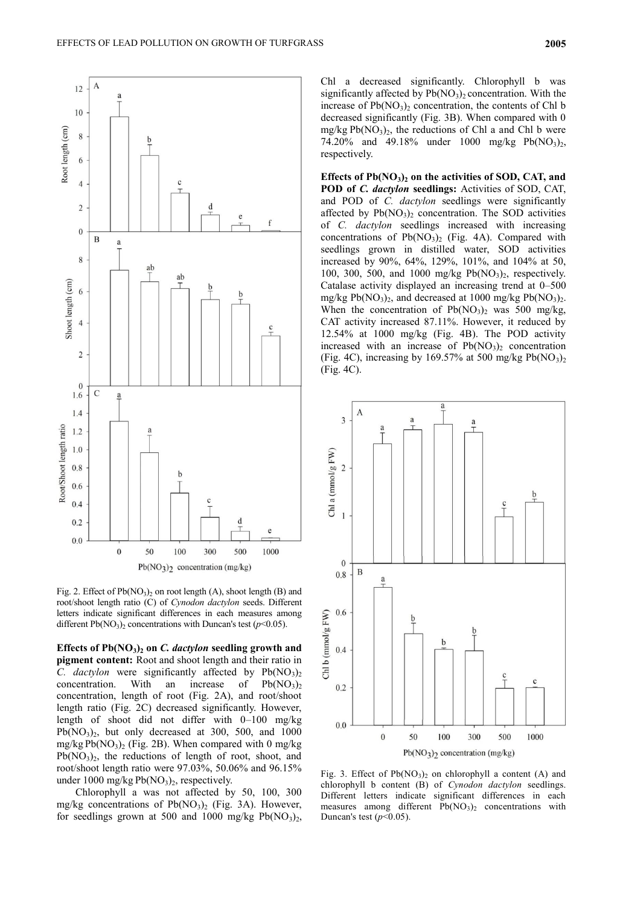Fig. 2. Effect of $Pb(NO_3)_2$ on root length (A), shoot length (B) and root/shoot length ratio (C) of *Cynodon dactylon* seeds. Different letters indicate significant differences in each measures among different $Pb(NO_3)_2$ concentrations with Duncan's test ($p$<0.05).

**Effects of $Pb(NO_3)_2$ on *C. dactylon* seedling growth and pigment content:** Root and shoot length and their ratio in *C. dactylon* were significantly affected by $Pb(NO_3)_2$ concentration. With an increase of $Pb(NO_3)_2$ concentration, length of root (Fig. 2A), and root/shoot length ratio (Fig. 2C) decreased significantly. However, length of shoot did not differ with 0–100 mg/kg $Pb(NO_3)_2$, but only decreased at 300, 500, and 1000 mg/kg $Pb(NO_3)_2$ (Fig. 2B). When compared with 0 mg/kg $Pb(NO_3)_2$, the reductions of length of root, shoot, and root/shoot length ratio were 97.03%, 50.06% and 96.15% under 1000 mg/kg $Pb(NO_3)_2$, respectively.

Chlorophyll a was not affected by 50, 100, 300 mg/kg concentrations of $Pb(NO_3)_2$ (Fig. 3A). However, for seedlings grown at 500 and 1000 mg/kg $Pb(NO_3)_2$, Chl a decreased significantly. Chlorophyll b was significantly affected by $Pb(NO_3)_2$ concentration. With the increase of $Pb(NO_3)_2$ concentration, the contents of Chl b decreased significantly (Fig. 3B). When compared with 0 mg/kg $Pb(NO_3)_2$, the reductions of Chl a and Chl b were 74.20% and 49.18% under 1000 mg/kg $Pb(NO_3)_2$, respectively.

**Effects of $Pb(NO_3)_2$ on the activities of SOD, CAT, and POD of *C. dactylon* seedlings:** Activities of SOD, CAT, and POD of *C. dactylon* seedlings were significantly affected by $Pb(NO_3)_2$ concentration. The SOD activities of *C. dactylon* seedlings increased with increasing concentrations of $Pb(NO_3)_2$ (Fig. 4A). Compared with seedlings grown in distilled water, SOD activities increased by 90%, 64%, 129%, 101%, and 104% at 50, 100, 300, 500, and 1000 mg/kg $Pb(NO_3)_2$, respectively. Catalase activity displayed an increasing trend at 0–500 mg/kg $Pb(NO_3)_2$, and decreased at 1000 mg/kg $Pb(NO_3)_2$. When the concentration of $Pb(NO_3)_2$ was 500 mg/kg, CAT activity increased 87.11%. However, it reduced by 12.54% at 1000 mg/kg (Fig. 4B). The POD activity increased with an increase of $Pb(NO_3)_2$ concentration (Fig. 4C), increasing by 169.57% at 500 mg/kg $Pb(NO_3)_2$ (Fig. 4C).

Fig. 3. Effect of $Pb(NO_3)_2$ on chlorophyll a content (A) and chlorophyll b content (B) of *Cynodon dactylon* seedlings. Different letters indicate significant differences in each measures among different $Pb(NO_3)_2$ concentrations with Duncan's test ($p$<0.05).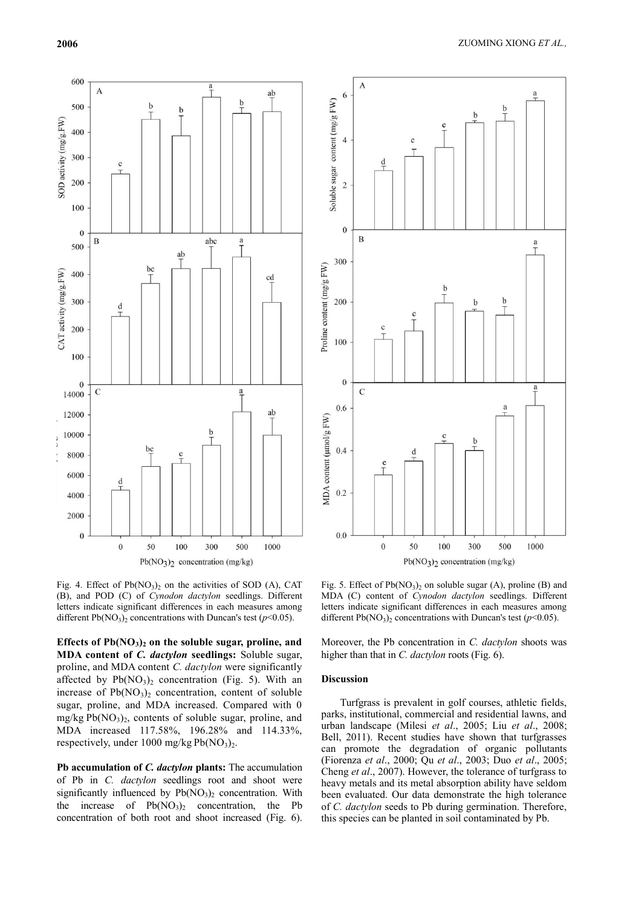Fig. 4. Effect of $Pb(NO_3)_2$ on the activities of SOD (A), CAT (B), and POD (C) of *Cynodon dactylon* seedlings. Different letters indicate significant differences in each measures among different $Pb(NO_3)_2$ concentrations with Duncan's test ($p$<0.05).

Fig. 5. Effect of $Pb(NO_3)_2$ on soluble sugar (A), proline (B) and MDA (C) content of *Cynodon dactylon* seedlings. Different letters indicate significant differences in each measures among different $Pb(NO_3)_2$ concentrations with Duncan's test ($p$<0.05).

**Effects of $Pb(NO_3)_2$ on the soluble sugar, proline, and MDA content of *C. dactylon* seedlings:** Soluble sugar, proline, and MDA content *C. dactylon* were significantly affected by $Pb(NO_3)_2$ concentration (Fig. 5). With an increase of $Pb(NO_3)_2$ concentration, content of soluble sugar, proline, and MDA increased. Compared with 0 mg/kg $Pb(NO_3)_2$, contents of soluble sugar, proline, and MDA increased 117.58%, 196.28% and 114.33%, respectively, under 1000 mg/kg $Pb(NO_3)_2$.

**Pb accumulation of *C. dactylon* plants:** The accumulation of Pb in *C. dactylon* seedlings root and shoot were significantly influenced by $Pb(NO_3)_2$ concentration. With the increase of $Pb(NO_3)_2$ concentration, the Pb concentration of both root and shoot increased (Fig. 6). Moreover, the Pb concentration in *C. dactylon* shoots was higher than that in *C. dactylon* roots (Fig. 6).

## Discussion

Turfgrass is prevalent in golf courses, athletic fields, parks, institutional, commercial and residential lawns, and urban landscape (Milesi *et al*., 2005; Liu *et al*., 2008; Bell, 2011). Recent studies have shown that turfgrasses can promote the degradation of organic pollutants (Fiorenza *et al*., 2000; Qu *et al*., 2003; Duo *et al*., 2005; Cheng *et al*., 2007). However, the tolerance of turfgrass to heavy metals and its metal absorption ability have seldom been evaluated. Our data demonstrate the high tolerance of *C. dactylon* seeds to Pb during germination. Therefore, this species can be planted in soil contaminated by Pb.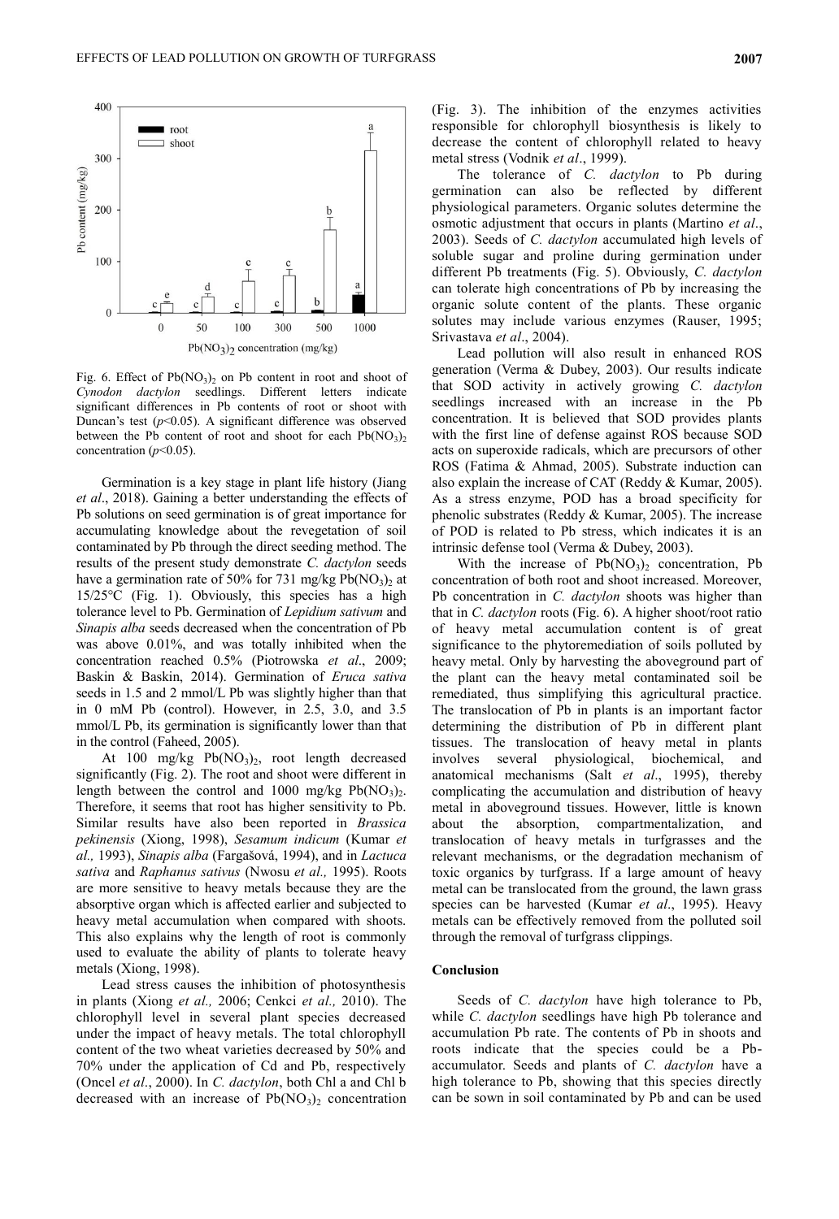Fig. 6. Effect of $Pb(NO_3)_2$ on Pb content in root and shoot of *Cynodon dactylon* seedlings. Different letters indicate significant differences in Pb contents of root or shoot with Duncan's test ($p<0.05$). A significant difference was observed between the Pb content of root and shoot for each $Pb(NO_3)_2$ concentration ($p<0.05$).

Germination is a key stage in plant life history (Jiang *et al*., 2018). Gaining a better understanding the effects of Pb solutions on seed germination is of great importance for accumulating knowledge about the revegetation of soil contaminated by Pb through the direct seeding method. The results of the present study demonstrate *C. dactylon* seeds have a germination rate of 50% for 731 mg/kg $Pb(NO_3)_2$ at 15/25°C (Fig. 1). Obviously, this species has a high tolerance level to Pb. Germination of *Lepidium sativum* and *Sinapis alba* seeds decreased when the concentration of Pb was above 0.01%, and was totally inhibited when the concentration reached 0.5% (Piotrowska *et al*., 2009; Baskin & Baskin, 2014). Germination of *Eruca sativa* seeds in 1.5 and 2 mmol/L Pb was slightly higher than that in 0 mM Pb (control). However, in 2.5, 3.0, and 3.5 mmol/L Pb, its germination is significantly lower than that in the control (Faheed, 2005).

At 100 mg/kg $Pb(NO_3)_2$, root length decreased significantly (Fig. 2). The root and shoot were different in length between the control and 1000 mg/kg $Pb(NO_3)_2$. Therefore, it seems that root has higher sensitivity to Pb. Similar results have also been reported in *Brassica pekinensis* (Xiong, 1998), *Sesamum indicum* (Kumar *et al.,* 1993), *Sinapis alba* (Fargašová, 1994), and in *Lactuca sativa* and *Raphanus sativus* (Nwosu *et al.,* 1995). Roots are more sensitive to heavy metals because they are the absorptive organ which is affected earlier and subjected to heavy metal accumulation when compared with shoots. This also explains why the length of root is commonly used to evaluate the ability of plants to tolerate heavy metals (Xiong, 1998).

Lead stress causes the inhibition of photosynthesis in plants (Xiong *et al.,* 2006; Cenkci *et al.,* 2010). The chlorophyll level in several plant species decreased under the impact of heavy metals. The total chlorophyll content of the two wheat varieties decreased by 50% and 70% under the application of Cd and Pb, respectively (Oncel *et al*., 2000). In *C. dactylon*, both Chl a and Chl b decreased with an increase of $Pb(NO_3)_2$ concentration (Fig. 3). The inhibition of the enzymes activities responsible for chlorophyll biosynthesis is likely to decrease the content of chlorophyll related to heavy metal stress (Vodnik *et al*., 1999).

The tolerance of *C. dactylon* to Pb during germination can also be reflected by different physiological parameters. Organic solutes determine the osmotic adjustment that occurs in plants (Martino *et al*., 2003). Seeds of *C. dactylon* accumulated high levels of soluble sugar and proline during germination under different Pb treatments (Fig. 5). Obviously, *C. dactylon* can tolerate high concentrations of Pb by increasing the organic solute content of the plants. These organic solutes may include various enzymes (Rauser, 1995; Srivastava *et al*., 2004).

Lead pollution will also result in enhanced ROS generation (Verma & Dubey, 2003). Our results indicate that SOD activity in actively growing *C. dactylon* seedlings increased with an increase in the Pb concentration. It is believed that SOD provides plants with the first line of defense against ROS because SOD acts on superoxide radicals, which are precursors of other ROS (Fatima & Ahmad, 2005). Substrate induction can also explain the increase of CAT (Reddy & Kumar, 2005). As a stress enzyme, POD has a broad specificity for phenolic substrates (Reddy & Kumar, 2005). The increase of POD is related to Pb stress, which indicates it is an intrinsic defense tool (Verma & Dubey, 2003).

With the increase of $Pb(NO_3)_2$ concentration, Pb concentration of both root and shoot increased. Moreover, Pb concentration in *C. dactylon* shoots was higher than that in *C. dactylon* roots (Fig. 6). A higher shoot/root ratio of heavy metal accumulation content is of great significance to the phytoremediation of soils polluted by heavy metal. Only by harvesting the aboveground part of the plant can the heavy metal contaminated soil be remediated, thus simplifying this agricultural practice. The translocation of Pb in plants is an important factor determining the distribution of Pb in different plant tissues. The translocation of heavy metal in plants involves several physiological, biochemical, and anatomical mechanisms (Salt *et al*., 1995), thereby complicating the accumulation and distribution of heavy metal in aboveground tissues. However, little is known about the absorption, compartmentalization, and translocation of heavy metals in turfgrasses and the relevant mechanisms, or the degradation mechanism of toxic organics by turfgrass. If a large amount of heavy metal can be translocated from the ground, the lawn grass species can be harvested (Kumar *et al*., 1995). Heavy metals can be effectively removed from the polluted soil through the removal of turfgrass clippings.

## Conclusion

Seeds of *C. dactylon* have high tolerance to Pb, while *C. dactylon* seedlings have high Pb tolerance and accumulation Pb rate. The contents of Pb in shoots and roots indicate that the species could be a Pb-accumulator. Seeds and plants of *C. dactylon* have a high tolerance to Pb, showing that this species directly can be sown in soil contaminated by Pb and can be used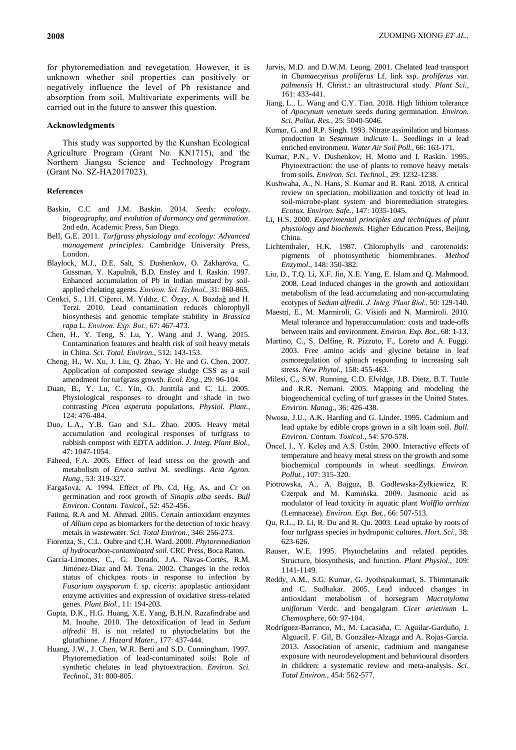for phytoremediation and revegetation. However, it is unknown whether soil properties can positively or negatively influence the level of Pb resistance and absorption from soil. Multivariate experiments will be carried out in the future to answer this question.

## Acknowledgments

This study was supported by the Kunshan Ecological Agriculture Program (Grant No. KN1715), and the Northern Jiangsu Science and Technology Program (Grant No. SZ-HA2017023).

## References

Baskin, C.C and J.M. Baskin. 2014. *Seeds: ecology, biogeography, and evolution of dormancy and germination*. 2nd edn. Academic Press, San Diego.

Bell, G.E. 2011. *Turfgrass physiology and ecology: Advanced management principles*. Cambridge University Press, London.

Blaylock, M.J., D.E. Salt, S. Dushenkov, O. Zakharova, C. Gussman, Y. Kapulnik, B.D. Ensley and I. Raskin. 1997. Enhanced accumulation of Pb in Indian mustard by soil-applied chelating agents. *Environ. Sci. Technol.,* 31: 860-865.

Cenkci, S., I.H. Ciğerci, M. Yıldız, C. Özay, A. Bozdağ and H. Terzi. 2010. Lead contamination reduces chlorophyll biosynthesis and genomic template stability in *Brassica rapa* L. *Environ. Exp. Bot.,* 67: 467-473.

Chen, H., Y. Teng, S. Lu, Y. Wang and J. Wang. 2015. Contamination features and health risk of soil heavy metals in China. *Sci. Total. Environ.*, 512: 143-153.

Cheng, H., W. Xu, J. Liu, Q. Zhao, Y. He and G. Chen. 2007. Application of composted sewage sludge CSS as a soil amendment for turfgrass growth. *Ecol. Eng.*, 29: 96-104.

Duan, B., Y. Lu, C. Yin, O. Junttila and C. Li. 2005. Physiological responses to drought and shade in two contrasting *Picea asperata* populations. *Physiol. Plant.*, 124: 476-484.

Duo, L.A., Y.B. Gao and S.L. Zhao. 2005. Heavy metal accumulation and ecological responses of turfgrass to rubbish compost with EDTA addition. *J. Integ. Plant Biol.*, 47: 1047-1054.

Faheed, F.A. 2005. Effect of lead stress on the growth and metabolism of *Eruca sativa* M. seedlings. *Acta Agron. Hung.*, 53: 319-327.

Fargašová, A. 1994. Effect of Pb, Cd, Hg, As, and Cr on germination and root growth of *Sinapis alba* seeds. *Bull Environ. Contam. Toxicol.*, 52: 452-456.

Fatima, R.A and M. Ahmad. 2005. Certain antioxidant enzymes of *Allium cepa* as biomarkers for the detection of toxic heavy metals in wastewater. *Sci. Total Environ.*, 346: 256-273.

Fiorenza, S., C.L. Oubre and C.H. Ward. 2000. *Phytoremediation of hydrocarbon-contaminated soil.* CRC Press, Boca Raton.

García-Limones, C., G. Dorado, J.A. Navas-Cortés, R.M. Jiménez-Díaz and M. Tena. 2002. Changes in the redox status of chickpea roots in response to infection by *Fusarium oxysporum* f. sp. *ciceris*: apoplastic antioxidant enzyme activities and expression of oxidative stress-related genes. *Plant Biol.*, 11: 194-203.

Gupta, D.K., H.G. Huang, X.E. Yang, B.H.N. Razafindrabe and M. Inouhe. 2010. The detoxification of lead in *Sedum alfredii* H. is not related to phytochelatins but the glutathione. *J. Hazard Mater.*, 177: 437-444.

Huang, J.W., J. Chen, W.R. Berti and S.D. Cunningham. 1997. Phytoremediation of lead-contaminated soils: Role of synthetic chelates in lead phytoextraction. *Environ. Sci. Technol.*, 31: 800-805.

Jarvis, M.D. and D.W.M. Leung. 2001. Chelated lead transport in *Chamaecytisus proliferus* Lf. link ssp. *proliferus* var. *palmensis* H. Christ.: an ultrastructural study. *Plant Sci.*, 161: 433-441.

Jiang, L., L. Wang and C.Y. Tian. 2018. High lithium tolerance of *Apocynum venetum* seeds during germination. *Environ. Sci. Pollut. Res.*, 25: 5040-5046.

Kumar, G. and R.P. Singh. 1993. Nitrate assimilation and biomass production in S*esamum indicum* L. Seedlings in a lead enriched environment. *Water Air Soil Poll.*, 66: 163-171.

Kumar, P.N., V. Dushenkov, H. Motto and I. Raskin. 1995. Phytoextraction: the use of plants to remove heavy metals from soils. *Environ. Sci. Technol.*, 29: 1232-1238.

Kushwaha, A., N. Hans, S. Kumar and R. Rani. 2018. A critical review on speciation, mobilization and toxicity of lead in soil-microbe-plant system and bioremediation strategies. *Ecotox. Environ. Safe.*, 147: 1035-1045.

Li, H.S. 2000. *Experimental principles and techniques of plant physiology and biochemis.* Higher Education Press, Beijing, China.

Lichtenthaler, H.K. 1987. Chlorophylls and carotenoids: pigments of photosynthetic biomembranes. *Method Enzymol.*, 148: 350-382.

Liu, D., T.Q. Li, X.F. Jin, X.E. Yang, E. Islam and Q. Mahmood. 2008. Lead induced changes in the growth and antioxidant metabolism of the lead accumulating and non-accumulating ecotypes of *Sedum alfredii. J. Integ. Plant Biol.,* 50: 129-140.

Maestri, E., M. Marmiroli, G. Visioli and N. Marmiroli. 2010. Metal tolerance and hyperaccumulation: costs and trade-offs between traits and environment. *Environ. Exp. Bot.*, 68: 1-13.

Martino, C., S. Delfine, R. Pizzuto, F., Loreto and A. Fuggi. 2003. Free amino acids and glycine betaine in leaf osmoregulation of spinach responding to increasing salt stress. *New Phytol.*, 158: 455-463.

Milesi, C., S.W. Running, C.D. Elvidge, J.B. Dietz, B.T. Tuttle and R.R. Nemani. 2005. Mapping and modeling the biogeochemical cycling of turf grasses in the United States. *Environ. Manag.*, 36: 426-438.

Nwosu, J.U., A.K. Harding and G. Linder. 1995. Cadmium and lead uptake by edible crops grown in a silt loam soil. *Bull. Environ. Contam. Toxicol.*, 54: 570-578.

Öncel, I., Y. Keleş and A.S. Üstün. 2000. Interactive effects of temperature and heavy metal stress on the growth and some biochemical compounds in wheat seedlings. *Environ. Pollut.*, 107: 315-320.

Piotrowska, A., A. Bajguz, B. Godlewska-Żyłkiewicz, R. Czerpak and M. Kamińska. 2009. Jasmonic acid as modulator of lead toxicity in aquatic plant *Wolffia arrhiza* (Lemnaceae). *Environ. Exp. Bot.*, 66: 507-513.

Qu, R.L., D. Li, R. Du and R. Qu. 2003. Lead uptake by roots of four turfgrass species in hydroponic cultures. *Hort. Sci.,* 38: 623-626.

Rauser, W.E. 1995. Phytochelatins and related peptides. Structure, biosynthesis, and function. *Plant Physiol.*, 109: 1141-1149.

Reddy, A.M., S.G. Kumar, G. Jyothsnakumari, S. Thimmanaik and C. Sudhakar. 2005. Lead induced changes in antioxidant metabolism of horsegram *Macrotyloma uniflorum* Verdc. and bengalgram *Cicer arietinum* L. *Chemosphere*, 60: 97-104.

Rodríguez-Barranco, M., M. Lacasaña, C. Aguilar-Garduño, J. Alguacil, F. Gil, B. González-Alzaga and A. Rojas-García. 2013. Association of arsenic, cadmium and manganese exposure with neurodevelopment and behavioural disorders in children: a systematic review and meta-analysis. *Sci. Total Environ.*, 454: 562-577.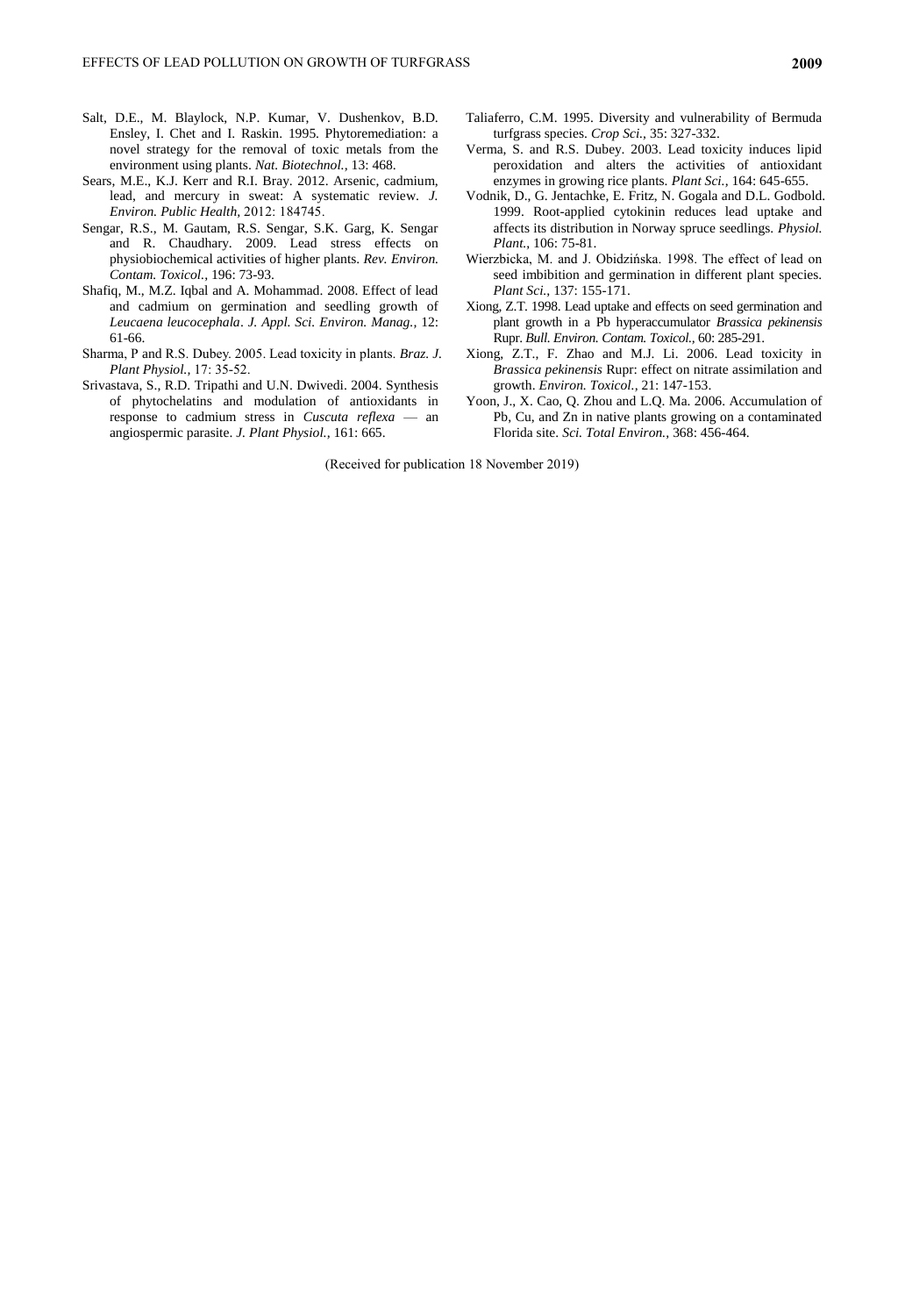Salt, D.E., M. Blaylock, N.P. Kumar, V. Dushenkov, B.D. Ensley, I. Chet and I. Raskin. 1995. Phytoremediation: a novel strategy for the removal of toxic metals from the environment using plants. *Nat. Biotechnol.,* 13: 468.

Sears, M.E., K.J. Kerr and R.I. Bray. 2012. Arsenic, cadmium, lead, and mercury in sweat: A systematic review. *J. Environ. Public Health,* 2012: 184745.

Sengar, R.S., M. Gautam, R.S. Sengar, S.K. Garg, K. Sengar and R. Chaudhary. 2009. Lead stress effects on physiobiochemical activities of higher plants. *Rev. Environ. Contam. Toxicol.,* 196: 73-93.

Shafiq, M., M.Z. Iqbal and A. Mohammad. 2008. Effect of lead and cadmium on germination and seedling growth of *Leucaena leucocephala*. *J. Appl. Sci. Environ. Manag.,* 12: 61-66.

Sharma, P and R.S. Dubey. 2005. Lead toxicity in plants. *Braz. J. Plant Physiol.,* 17: 35-52.

Srivastava, S., R.D. Tripathi and U.N. Dwivedi. 2004. Synthesis of phytochelatins and modulation of antioxidants in response to cadmium stress in *Cuscuta reflexa* — an angiospermic parasite. *J. Plant Physiol.,* 161: 665.

Taliaferro, C.M. 1995. Diversity and vulnerability of Bermuda turfgrass species. *Crop Sci.,* 35: 327-332.

Verma, S. and R.S. Dubey. 2003. Lead toxicity induces lipid peroxidation and alters the activities of antioxidant enzymes in growing rice plants. *Plant Sci.,* 164: 645-655.

Vodnik, D., G. Jentachke, E. Fritz, N. Gogala and D.L. Godbold. 1999. Root-applied cytokinin reduces lead uptake and affects its distribution in Norway spruce seedlings. *Physiol. Plant.,* 106: 75-81.

Wierzbicka, M. and J. Obidzińska. 1998. The effect of lead on seed imbibition and germination in different plant species. *Plant Sci.,* 137: 155-171.

Xiong, Z.T. 1998. Lead uptake and effects on seed germination and plant growth in a Pb hyperaccumulator *Brassica pekinensis* Rupr. *Bull. Environ. Contam. Toxicol.,* 60: 285-291.

Xiong, Z.T., F. Zhao and M.J. Li. 2006. Lead toxicity in *Brassica pekinensis* Rupr: effect on nitrate assimilation and growth. *Environ. Toxicol.,* 21: 147-153.

Yoon, J., X. Cao, Q. Zhou and L.Q. Ma. 2006. Accumulation of Pb, Cu, and Zn in native plants growing on a contaminated Florida site. *Sci. Total Environ.,* 368: 456-464.

(Received for publication 18 November 2019)